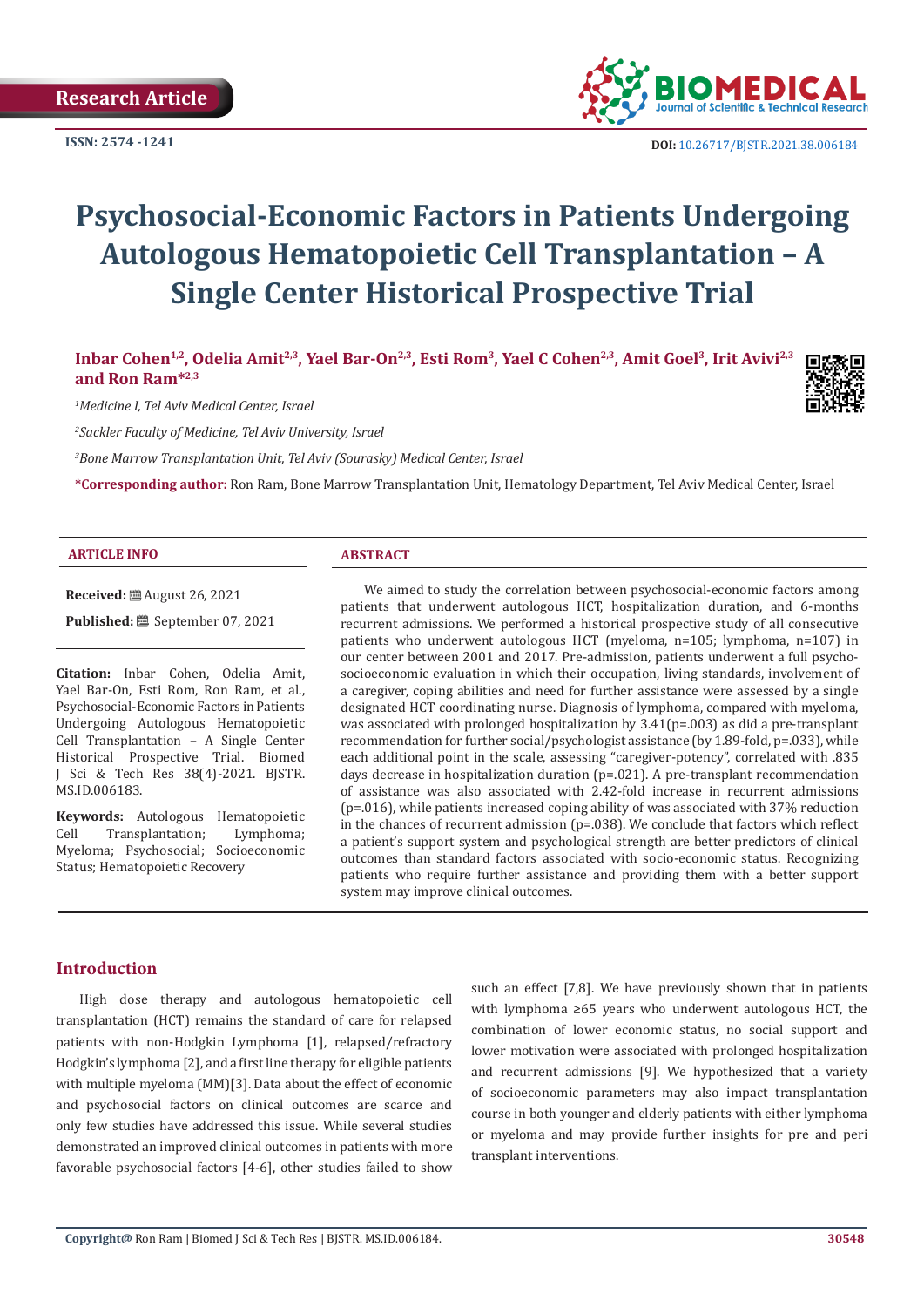Research Article

ISSN: 2574 -1241

DOI: 10.26717/BJSTR.2021.38.006184

# Psychosocial-Economic Factors in Patients Undergoing Autologous Hematopoietic Cell Transplantation – A Single Center Historical Prospective Trial

**Inbar Cohen[1,2], Odelia Amit[2,3], Yael Bar-On[2,3], Esti Rom[3], Yael C Cohen[2,3], Amit Goel[3], Irit Avivi[2,3] and Ron Ram*[2,3]**

*[1]Medicine I, Tel Aviv Medical Center, Israel*

*[2]Sackler Faculty of Medicine, Tel Aviv University, Israel*

*[3]Bone Marrow Transplantation Unit, Tel Aviv (Sourasky) Medical Center, Israel*

**\*Corresponding author:** Ron Ram, Bone Marrow Transplantation Unit, Hematology Department, Tel Aviv Medical Center, Israel

### ARTICLE INFO

**Received:** August 26, 2021

**Published:** September 07, 2021

**Citation:** Inbar Cohen, Odelia Amit, Yael Bar-On, Esti Rom, Ron Ram, et al., Psychosocial-Economic Factors in Patients Undergoing Autologous Hematopoietic Cell Transplantation – A Single Center Historical Prospective Trial. Biomed J Sci & Tech Res 38(4)-2021. BJSTR. MS.ID.006183.

**Keywords:** Autologous Hematopoietic Cell Transplantation; Lymphoma; Myeloma; Psychosocial; Socioeconomic Status; Hematopoietic Recovery

### ABSTRACT

We aimed to study the correlation between psychosocial-economic factors among patients that underwent autologous HCT, hospitalization duration, and 6-months recurrent admissions. We performed a historical prospective study of all consecutive patients who underwent autologous HCT (myeloma, n=105; lymphoma, n=107) in our center between 2001 and 2017. Pre-admission, patients underwent a full psycho-socioeconomic evaluation in which their occupation, living standards, involvement of a caregiver, coping abilities and need for further assistance were assessed by a single designated HCT coordinating nurse. Diagnosis of lymphoma, compared with myeloma, was associated with prolonged hospitalization by 3.41(p=.003) as did a pre-transplant recommendation for further social/psychologist assistance (by 1.89-fold, p=.033), while each additional point in the scale, assessing "caregiver-potency", correlated with .835 days decrease in hospitalization duration (p=.021). A pre-transplant recommendation of assistance was also associated with 2.42-fold increase in recurrent admissions (p=.016), while patients increased coping ability of was associated with 37% reduction in the chances of recurrent admission (p=.038). We conclude that factors which reflect a patient's support system and psychological strength are better predictors of clinical outcomes than standard factors associated with socio-economic status. Recognizing patients who require further assistance and providing them with a better support system may improve clinical outcomes.

## Introduction

High dose therapy and autologous hematopoietic cell transplantation (HCT) remains the standard of care for relapsed patients with non-Hodgkin Lymphoma [1], relapsed/refractory Hodgkin's lymphoma [2], and a first line therapy for eligible patients with multiple myeloma (MM)[3]. Data about the effect of economic and psychosocial factors on clinical outcomes are scarce and only few studies have addressed this issue. While several studies demonstrated an improved clinical outcomes in patients with more favorable psychosocial factors [4-6], other studies failed to show such an effect [7,8]. We have previously shown that in patients with lymphoma ≥65 years who underwent autologous HCT, the combination of lower economic status, no social support and lower motivation were associated with prolonged hospitalization and recurrent admissions [9]. We hypothesized that a variety of socioeconomic parameters may also impact transplantation course in both younger and elderly patients with either lymphoma or myeloma and may provide further insights for pre and peri transplant interventions.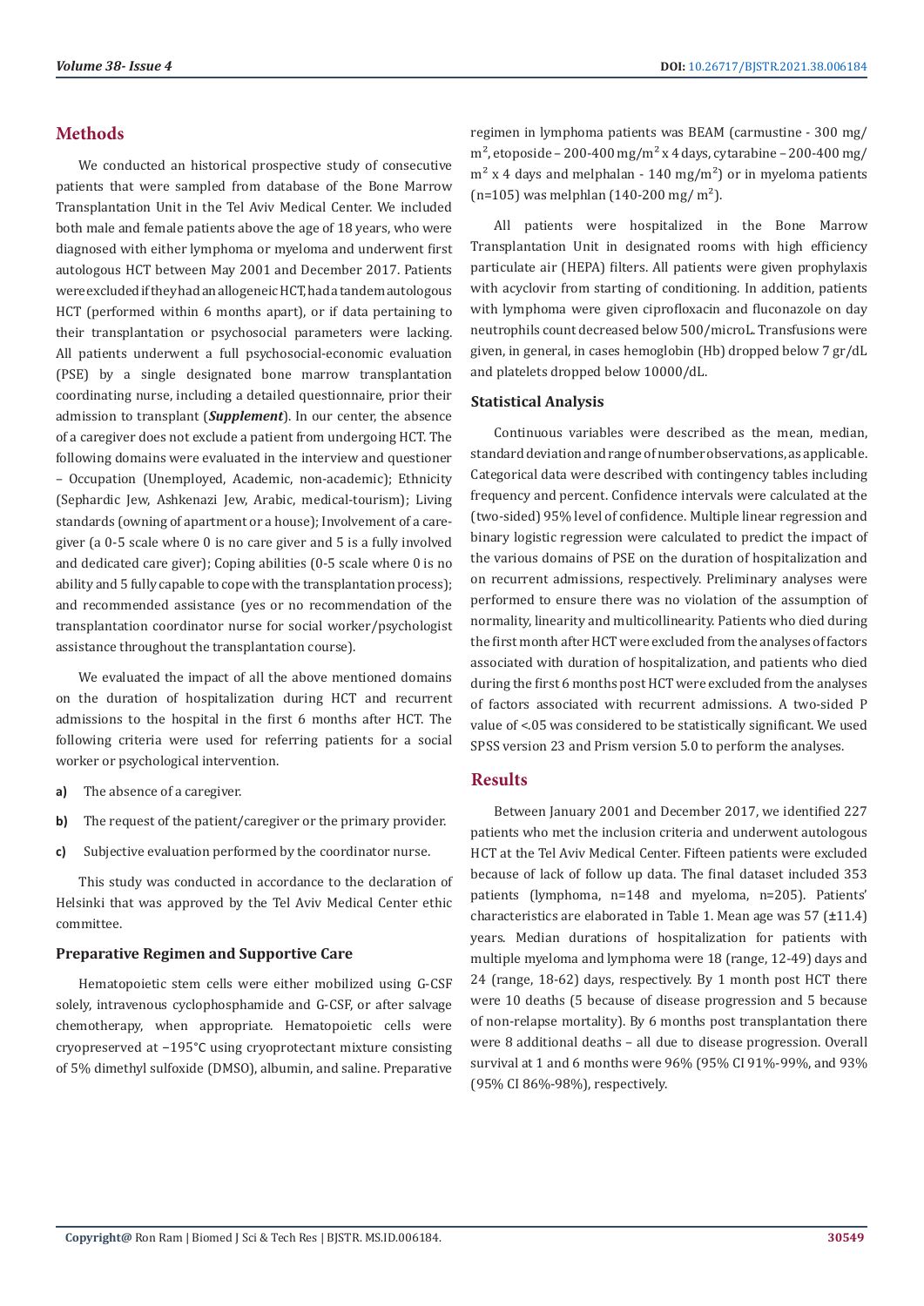## Methods

We conducted an historical prospective study of consecutive patients that were sampled from database of the Bone Marrow Transplantation Unit in the Tel Aviv Medical Center. We included both male and female patients above the age of 18 years, who were diagnosed with either lymphoma or myeloma and underwent first autologous HCT between May 2001 and December 2017. Patients were excluded if they had an allogeneic HCT, had a tandem autologous HCT (performed within 6 months apart), or if data pertaining to their transplantation or psychosocial parameters were lacking. All patients underwent a full psychosocial-economic evaluation (PSE) by a single designated bone marrow transplantation coordinating nurse, including a detailed questionnaire, prior their admission to transplant (***Supplement***). In our center, the absence of a caregiver does not exclude a patient from undergoing HCT. The following domains were evaluated in the interview and questioner – Occupation (Unemployed, Academic, non-academic); Ethnicity (Sephardic Jew, Ashkenazi Jew, Arabic, medical-tourism); Living standards (owning of apartment or a house); Involvement of a caregiver (a 0-5 scale where 0 is no care giver and 5 is a fully involved and dedicated care giver); Coping abilities (0-5 scale where 0 is no ability and 5 fully capable to cope with the transplantation process); and recommended assistance (yes or no recommendation of the transplantation coordinator nurse for social worker/psychologist assistance throughout the transplantation course).

We evaluated the impact of all the above mentioned domains on the duration of hospitalization during HCT and recurrent admissions to the hospital in the first 6 months after HCT. The following criteria were used for referring patients for a social worker or psychological intervention.

**a)** The absence of a caregiver.

**b)** The request of the patient/caregiver or the primary provider.

**c)** Subjective evaluation performed by the coordinator nurse.

This study was conducted in accordance to the declaration of Helsinki that was approved by the Tel Aviv Medical Center ethic committee.

### Preparative Regimen and Supportive Care

Hematopoietic stem cells were either mobilized using G-CSF solely, intravenous cyclophosphamide and G-CSF, or after salvage chemotherapy, when appropriate. Hematopoietic cells were cryopreserved at −195°C using cryoprotectant mixture consisting of 5% dimethyl sulfoxide (DMSO), albumin, and saline. Preparative regimen in lymphoma patients was BEAM (carmustine - 300 mg/ $m^2$, etoposide – 200-400 mg/$m^2$ x 4 days, cytarabine – 200-400 mg/ $m^2$ x 4 days and melphalan - 140 mg/$m^2$) or in myeloma patients (n=105) was melphlan (140-200 mg/ $m^2$).

All patients were hospitalized in the Bone Marrow Transplantation Unit in designated rooms with high efficiency particulate air (HEPA) filters. All patients were given prophylaxis with acyclovir from starting of conditioning. In addition, patients with lymphoma were given ciprofloxacin and fluconazole on day neutrophils count decreased below 500/microL. Transfusions were given, in general, in cases hemoglobin (Hb) dropped below 7 gr/dL and platelets dropped below 10000/dL.

### Statistical Analysis

Continuous variables were described as the mean, median, standard deviation and range of number observations, as applicable. Categorical data were described with contingency tables including frequency and percent. Confidence intervals were calculated at the (two-sided) 95% level of confidence. Multiple linear regression and binary logistic regression were calculated to predict the impact of the various domains of PSE on the duration of hospitalization and on recurrent admissions, respectively. Preliminary analyses were performed to ensure there was no violation of the assumption of normality, linearity and multicollinearity. Patients who died during the first month after HCT were excluded from the analyses of factors associated with duration of hospitalization, and patients who died during the first 6 months post HCT were excluded from the analyses of factors associated with recurrent admissions. A two-sided P value of <.05 was considered to be statistically significant. We used SPSS version 23 and Prism version 5.0 to perform the analyses.

## Results

Between January 2001 and December 2017, we identified 227 patients who met the inclusion criteria and underwent autologous HCT at the Tel Aviv Medical Center. Fifteen patients were excluded because of lack of follow up data. The final dataset included 353 patients (lymphoma, n=148 and myeloma, n=205). Patients' characteristics are elaborated in Table 1. Mean age was 57 (±11.4) years. Median durations of hospitalization for patients with multiple myeloma and lymphoma were 18 (range, 12-49) days and 24 (range, 18-62) days, respectively. By 1 month post HCT there were 10 deaths (5 because of disease progression and 5 because of non-relapse mortality). By 6 months post transplantation there were 8 additional deaths – all due to disease progression. Overall survival at 1 and 6 months were 96% (95% CI 91%-99%, and 93% (95% CI 86%-98%), respectively.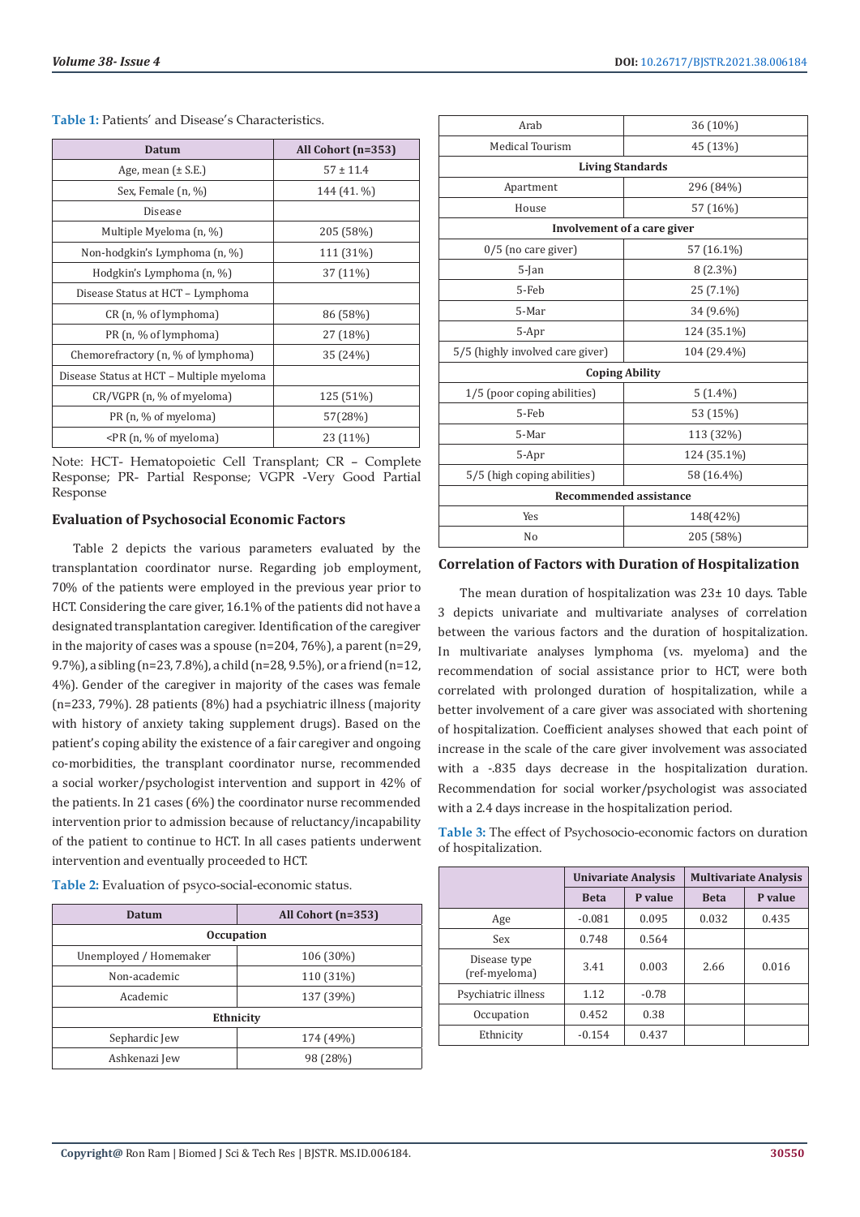**Table 1:** Patients' and Disease's Characteristics.

| Datum | All Cohort (n=353) |
|---|---|
| Age, mean (± S.E.) | 57 ± 11.4 |
| Sex, Female (n, %) | 144 (41. %) |
| Disease | |
| Multiple Myeloma (n, %) | 205 (58%) |
| Non-hodgkin's Lymphoma (n, %) | 111 (31%) |
| Hodgkin's Lymphoma (n, %) | 37 (11%) |
| Disease Status at HCT – Lymphoma | |
| CR (n, % of lymphoma) | 86 (58%) |
| PR (n, % of lymphoma) | 27 (18%) |
| Chemorefractory (n, % of lymphoma) | 35 (24%) |
| Disease Status at HCT – Multiple myeloma | |
| CR/VGPR (n, % of myeloma) | 125 (51%) |
| PR (n, % of myeloma) | 57(28%) |
| <PR (n, % of myeloma) | 23 (11%) |

Note: HCT- Hematopoietic Cell Transplant; CR – Complete Response; PR- Partial Response; VGPR -Very Good Partial Response

### Evaluation of Psychosocial Economic Factors

Table 2 depicts the various parameters evaluated by the transplantation coordinator nurse. Regarding job employment, 70% of the patients were employed in the previous year prior to HCT. Considering the care giver, 16.1% of the patients did not have a designated transplantation caregiver. Identification of the caregiver in the majority of cases was a spouse (n=204, 76%), a parent (n=29, 9.7%), a sibling (n=23, 7.8%), a child (n=28, 9.5%), or a friend (n=12, 4%). Gender of the caregiver in majority of the cases was female (n=233, 79%). 28 patients (8%) had a psychiatric illness (majority with history of anxiety taking supplement drugs). Based on the patient's coping ability the existence of a fair caregiver and ongoing co-morbidities, the transplant coordinator nurse, recommended a social worker/psychologist intervention and support in 42% of the patients. In 21 cases (6%) the coordinator nurse recommended intervention prior to admission because of reluctancy/incapability of the patient to continue to HCT. In all cases patients underwent intervention and eventually proceeded to HCT.

**Table 2:** Evaluation of psyco-social-economic status.

| Datum | All Cohort (n=353) |
|---|---|
| **Occupation** | |
| Unemployed / Homemaker | 106 (30%) |
| Non-academic | 110 (31%) |
| Academic | 137 (39%) |
| **Ethnicity** | |
| Sephardic Jew | 174 (49%) |
| Ashkenazi Jew | 98 (28%) |
| Arab | 36 (10%) |
| Medical Tourism | 45 (13%) |
| **Living Standards** | |
| Apartment | 296 (84%) |
| House | 57 (16%) |
| **Involvement of a care giver** | |
| 0/5 (no care giver) | 57 (16.1%) |
| 5-Jan | 8 (2.3%) |
| 5-Feb | 25 (7.1%) |
| 5-Mar | 34 (9.6%) |
| 5-Apr | 124 (35.1%) |
| 5/5 (highly involved care giver) | 104 (29.4%) |
| **Coping Ability** | |
| 1/5 (poor coping abilities) | 5 (1.4%) |
| 5-Feb | 53 (15%) |
| 5-Mar | 113 (32%) |
| 5-Apr | 124 (35.1%) |
| 5/5 (high coping abilities) | 58 (16.4%) |
| **Recommended assistance** | |
| Yes | 148(42%) |
| No | 205 (58%) |

### Correlation of Factors with Duration of Hospitalization

The mean duration of hospitalization was 23± 10 days. Table 3 depicts univariate and multivariate analyses of correlation between the various factors and the duration of hospitalization. In multivariate analyses lymphoma (vs. myeloma) and the recommendation of social assistance prior to HCT, were both correlated with prolonged duration of hospitalization, while a better involvement of a care giver was associated with shortening of hospitalization. Coefficient analyses showed that each point of increase in the scale of the care giver involvement was associated with a -.835 days decrease in the hospitalization duration. Recommendation for social worker/psychologist was associated with a 2.4 days increase in the hospitalization period.

**Table 3:** The effect of Psychosocio-economic factors on duration of hospitalization.

| | Univariate Analysis | | Multivariate Analysis | |
|---|---|---|---|---|
| | Beta | P value | Beta | P value |
| Age | -0.081 | 0.095 | 0.032 | 0.435 |
| Sex | 0.748 | 0.564 | | |
| Disease type (ref-myeloma) | 3.41 | 0.003 | 2.66 | 0.016 |
| Psychiatric illness | 1.12 | -0.78 | | |
| Occupation | 0.452 | 0.38 | | |
| Ethnicity | -0.154 | 0.437 | | |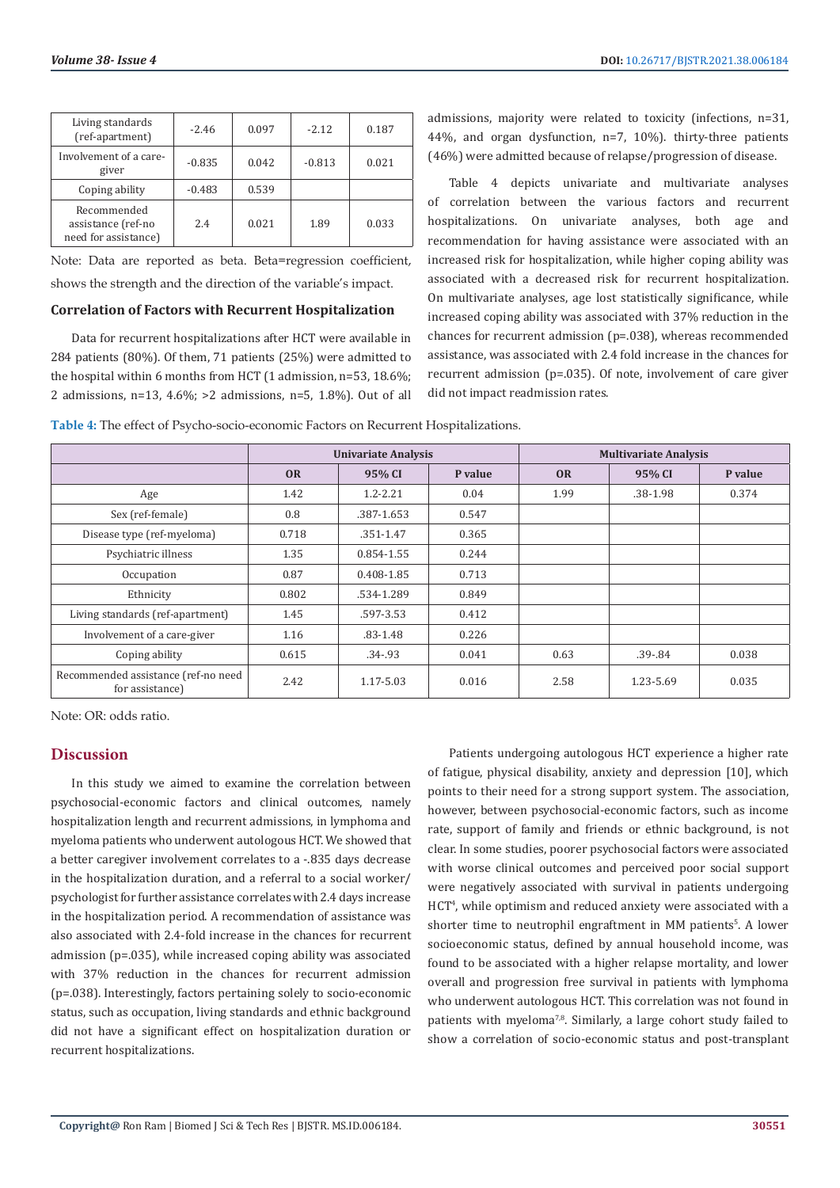| Living standards (ref-apartment) | -2.46 | 0.097 | -2.12 | 0.187 |
|---|---|---|---|---|
| Involvement of a care-giver | -0.835 | 0.042 | -0.813 | 0.021 |
| Coping ability | -0.483 | 0.539 | | |
| Recommended assistance (ref-no need for assistance) | 2.4 | 0.021 | 1.89 | 0.033 |

Note: Data are reported as beta. Beta=regression coefficient, shows the strength and the direction of the variable's impact.

### Correlation of Factors with Recurrent Hospitalization

Data for recurrent hospitalizations after HCT were available in 284 patients (80%). Of them, 71 patients (25%) were admitted to the hospital within 6 months from HCT (1 admission, n=53, 18.6%; 2 admissions, n=13, 4.6%; >2 admissions, n=5, 1.8%). Out of all admissions, majority were related to toxicity (infections, n=31, 44%, and organ dysfunction, n=7, 10%). thirty-three patients (46%) were admitted because of relapse/progression of disease.

Table 4 depicts univariate and multivariate analyses of correlation between the various factors and recurrent hospitalizations. On univariate analyses, both age and recommendation for having assistance were associated with an increased risk for hospitalization, while higher coping ability was associated with a decreased risk for recurrent hospitalization. On multivariate analyses, age lost statistically significance, while increased coping ability was associated with 37% reduction in the chances for recurrent admission (p=.038), whereas recommended assistance, was associated with 2.4 fold increase in the chances for recurrent admission (p=.035). Of note, involvement of care giver did not impact readmission rates.

**Table 4:** The effect of Psycho-socio-economic Factors on Recurrent Hospitalizations.

| | Univariate Analysis | | | Multivariate Analysis | | |
|---|---|---|---|---|---|---|
| | OR | 95% CI | P value | OR | 95% CI | P value |
| Age | 1.42 | 1.2-2.21 | 0.04 | 1.99 | .38-1.98 | 0.374 |
| Sex (ref-female) | 0.8 | .387-1.653 | 0.547 | | | |
| Disease type (ref-myeloma) | 0.718 | .351-1.47 | 0.365 | | | |
| Psychiatric illness | 1.35 | 0.854-1.55 | 0.244 | | | |
| Occupation | 0.87 | 0.408-1.85 | 0.713 | | | |
| Ethnicity | 0.802 | .534-1.289 | 0.849 | | | |
| Living standards (ref-apartment) | 1.45 | .597-3.53 | 0.412 | | | |
| Involvement of a care-giver | 1.16 | .83-1.48 | 0.226 | | | |
| Coping ability | 0.615 | .34-.93 | 0.041 | 0.63 | .39-.84 | 0.038 |
| Recommended assistance (ref-no need for assistance) | 2.42 | 1.17-5.03 | 0.016 | 2.58 | 1.23-5.69 | 0.035 |

Note: OR: odds ratio.

## Discussion

In this study we aimed to examine the correlation between psychosocial-economic factors and clinical outcomes, namely hospitalization length and recurrent admissions, in lymphoma and myeloma patients who underwent autologous HCT. We showed that a better caregiver involvement correlates to a -.835 days decrease in the hospitalization duration, and a referral to a social worker/psychologist for further assistance correlates with 2.4 days increase in the hospitalization period. A recommendation of assistance was also associated with 2.4-fold increase in the chances for recurrent admission (p=.035), while increased coping ability was associated with 37% reduction in the chances for recurrent admission (p=.038). Interestingly, factors pertaining solely to socio-economic status, such as occupation, living standards and ethnic background did not have a significant effect on hospitalization duration or recurrent hospitalizations.

Patients undergoing autologous HCT experience a higher rate of fatigue, physical disability, anxiety and depression [10], which points to their need for a strong support system. The association, however, between psychosocial-economic factors, such as income rate, support of family and friends or ethnic background, is not clear. In some studies, poorer psychosocial factors were associated with worse clinical outcomes and perceived poor social support were negatively associated with survival in patients undergoing HCT[4], while optimism and reduced anxiety were associated with a shorter time to neutrophil engraftment in MM patients[5]. A lower socioeconomic status, defined by annual household income, was found to be associated with a higher relapse mortality, and lower overall and progression free survival in patients with lymphoma who underwent autologous HCT. This correlation was not found in patients with myeloma[7,8]. Similarly, a large cohort study failed to show a correlation of socio-economic status and post-transplant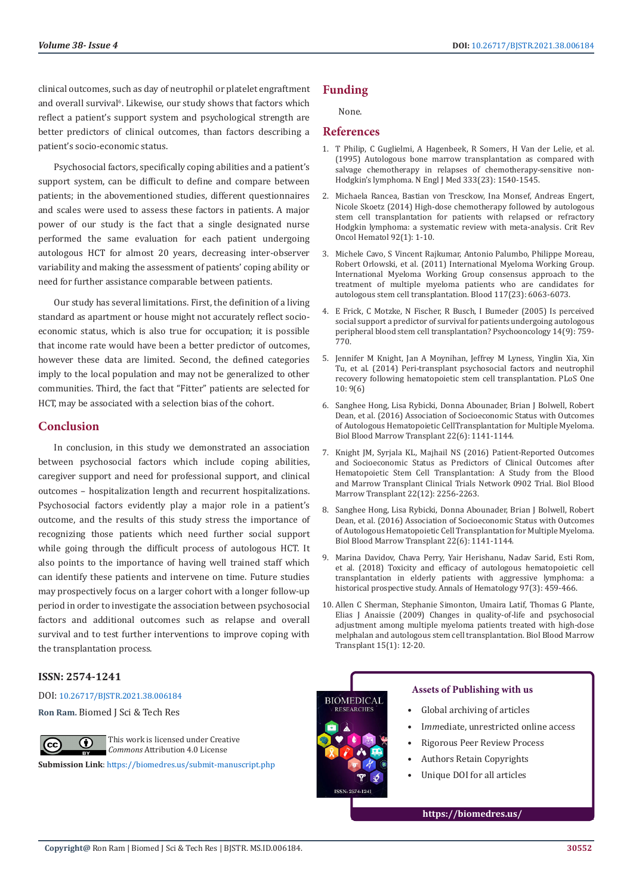clinical outcomes, such as day of neutrophil or platelet engraftment and overall survival[6]. Likewise, our study shows that factors which reflect a patient's support system and psychological strength are better predictors of clinical outcomes, than factors describing a patient's socio-economic status.

Psychosocial factors, specifically coping abilities and a patient's support system, can be difficult to define and compare between patients; in the abovementioned studies, different questionnaires and scales were used to assess these factors in patients. A major power of our study is the fact that a single designated nurse performed the same evaluation for each patient undergoing autologous HCT for almost 20 years, decreasing inter-observer variability and making the assessment of patients' coping ability or need for further assistance comparable between patients.

Our study has several limitations. First, the definition of a living standard as apartment or house might not accurately reflect socio-economic status, which is also true for occupation; it is possible that income rate would have been a better predictor of outcomes, however these data are limited. Second, the defined categories imply to the local population and may not be generalized to other communities. Third, the fact that "Fitter" patients are selected for HCT, may be associated with a selection bias of the cohort.

## Conclusion

In conclusion, in this study we demonstrated an association between psychosocial factors which include coping abilities, caregiver support and need for professional support, and clinical outcomes – hospitalization length and recurrent hospitalizations. Psychosocial factors evidently play a major role in a patient's outcome, and the results of this study stress the importance of recognizing those patients which need further social support while going through the difficult process of autologous HCT. It also points to the importance of having well trained staff which can identify these patients and intervene on time. Future studies may prospectively focus on a larger cohort with a longer follow-up period in order to investigate the association between psychosocial factors and additional outcomes such as relapse and overall survival and to test further interventions to improve coping with the transplantation process.

## Funding

None.

## References

1. T Philip, C Guglielmi, A Hagenbeek, R Somers, H Van der Lelie, et al. (1995) Autologous bone marrow transplantation as compared with salvage chemotherapy in relapses of chemotherapy-sensitive non-Hodgkin's lymphoma. N Engl J Med 333(23): 1540-1545.
2. Michaela Rancea, Bastian von Tresckow, Ina Monsef, Andreas Engert, Nicole Skoetz (2014) High-dose chemotherapy followed by autologous stem cell transplantation for patients with relapsed or refractory Hodgkin lymphoma: a systematic review with meta-analysis. Crit Rev Oncol Hematol 92(1): 1-10.
3. Michele Cavo, S Vincent Rajkumar, Antonio Palumbo, Philippe Moreau, Robert Orlowski, et al. (2011) International Myeloma Working Group. International Myeloma Working Group consensus approach to the treatment of multiple myeloma patients who are candidates for autologous stem cell transplantation. Blood 117(23): 6063-6073.
4. E Frick, C Motzke, N Fischer, R Busch, I Bumeder (2005) Is perceived social support a predictor of survival for patients undergoing autologous peripheral blood stem cell transplantation? Psychooncology 14(9): 759-770.
5. Jennifer M Knight, Jan A Moynihan, Jeffrey M Lyness, Yinglin Xia, Xin Tu, et al. (2014) Peri-transplant psychosocial factors and neutrophil recovery following hematopoietic stem cell transplantation. PLoS One 10: 9(6)
6. Sanghee Hong, Lisa Rybicki, Donna Abounader, Brian J Bolwell, Robert Dean, et al. (2016) Association of Socioeconomic Status with Outcomes of Autologous Hematopoietic CellTransplantation for Multiple Myeloma. Biol Blood Marrow Transplant 22(6): 1141-1144.
7. Knight JM, Syrjala KL, Majhail NS (2016) Patient-Reported Outcomes and Socioeconomic Status as Predictors of Clinical Outcomes after Hematopoietic Stem Cell Transplantation: A Study from the Blood and Marrow Transplant Clinical Trials Network 0902 Trial. Biol Blood Marrow Transplant 22(12): 2256-2263.
8. Sanghee Hong, Lisa Rybicki, Donna Abounader, Brian J Bolwell, Robert Dean, et al. (2016) Association of Socioeconomic Status with Outcomes of Autologous Hematopoietic Cell Transplantation for Multiple Myeloma. Biol Blood Marrow Transplant 22(6): 1141-1144.
9. Marina Davidov, Chava Perry, Yair Herishanu, Nadav Sarid, Esti Rom, et al. (2018) Toxicity and efficacy of autologous hematopoietic cell transplantation in elderly patients with aggressive lymphoma: a historical prospective study. Annals of Hematology 97(3): 459-466.
10. Allen C Sherman, Stephanie Simonton, Umaira Latif, Thomas G Plante, Elias J Anaissie (2009) Changes in quality-of-life and psychosocial adjustment among multiple myeloma patients treated with high-dose melphalan and autologous stem cell transplantation. Biol Blood Marrow Transplant 15(1): 12-20.

**ISSN: 2574-1241**

DOI: 10.26717/BJSTR.2021.38.006184

**Ron Ram.** Biomed J Sci & Tech Res

This work is licensed under Creative *Commons* Attribution 4.0 License

**Submission Link**: https://biomedres.us/submit-manuscript.php

**Assets of Publishing with us**

- Global archiving of articles
- Immediate, unrestricted online access
- Rigorous Peer Review Process
- Authors Retain Copyrights
- Unique DOI for all articles

**https://biomedres.us/**